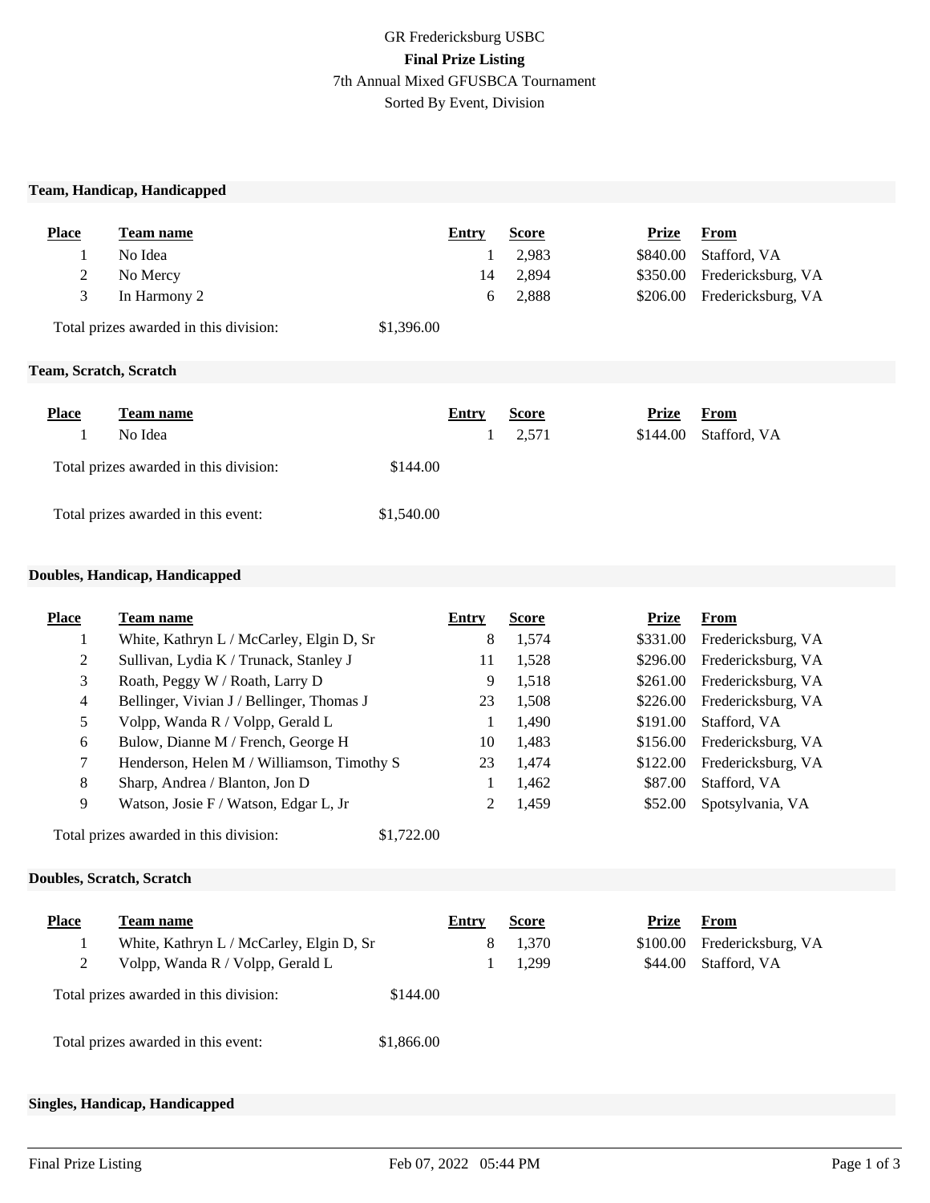GR Fredericksburg USBC

**Final Prize Listing**

7th Annual Mixed GFUSBCA Tournament

Sorted By Event, Division

### Team, Handicap, Handicapped

| Place | Team name | Entry | Score | Prize | From |
|---|---|---|---|---|---|
| 1 | No Idea | 1 | 2,983 | $840.00 | Stafford, VA |
| 2 | No Mercy | 14 | 2,894 | $350.00 | Fredericksburg, VA |
| 3 | In Harmony 2 | 6 | 2,888 | $206.00 | Fredericksburg, VA |

Total prizes awarded in this division: $1,396.00

### Team, Scratch, Scratch

| Place | Team name | Entry | Score | Prize | From |
|---|---|---|---|---|---|
| 1 | No Idea | 1 | 2,571 | $144.00 | Stafford, VA |

Total prizes awarded in this division: $144.00

Total prizes awarded in this event: $1,540.00

### Doubles, Handicap, Handicapped

| Place | Team name | Entry | Score | Prize | From |
|---|---|---|---|---|---|
| 1 | White, Kathryn L / McCarley, Elgin D, Sr | 8 | 1,574 | $331.00 | Fredericksburg, VA |
| 2 | Sullivan, Lydia K / Trunack, Stanley J | 11 | 1,528 | $296.00 | Fredericksburg, VA |
| 3 | Roath, Peggy W / Roath, Larry D | 9 | 1,518 | $261.00 | Fredericksburg, VA |
| 4 | Bellinger, Vivian J / Bellinger, Thomas J | 23 | 1,508 | $226.00 | Fredericksburg, VA |
| 5 | Volpp, Wanda R / Volpp, Gerald L | 1 | 1,490 | $191.00 | Stafford, VA |
| 6 | Bulow, Dianne M / French, George H | 10 | 1,483 | $156.00 | Fredericksburg, VA |
| 7 | Henderson, Helen M / Williamson, Timothy S | 23 | 1,474 | $122.00 | Fredericksburg, VA |
| 8 | Sharp, Andrea / Blanton, Jon D | 1 | 1,462 | $87.00 | Stafford, VA |
| 9 | Watson, Josie F / Watson, Edgar L, Jr | 2 | 1,459 | $52.00 | Spotsylvania, VA |

Total prizes awarded in this division: $1,722.00

### Doubles, Scratch, Scratch

| Place | Team name | Entry | Score | Prize | From |
|---|---|---|---|---|---|
| 1 | White, Kathryn L / McCarley, Elgin D, Sr | 8 | 1,370 | $100.00 | Fredericksburg, VA |
| 2 | Volpp, Wanda R / Volpp, Gerald L | 1 | 1,299 | $44.00 | Stafford, VA |

Total prizes awarded in this division: $144.00

Total prizes awarded in this event: $1,866.00

### Singles, Handicap, Handicapped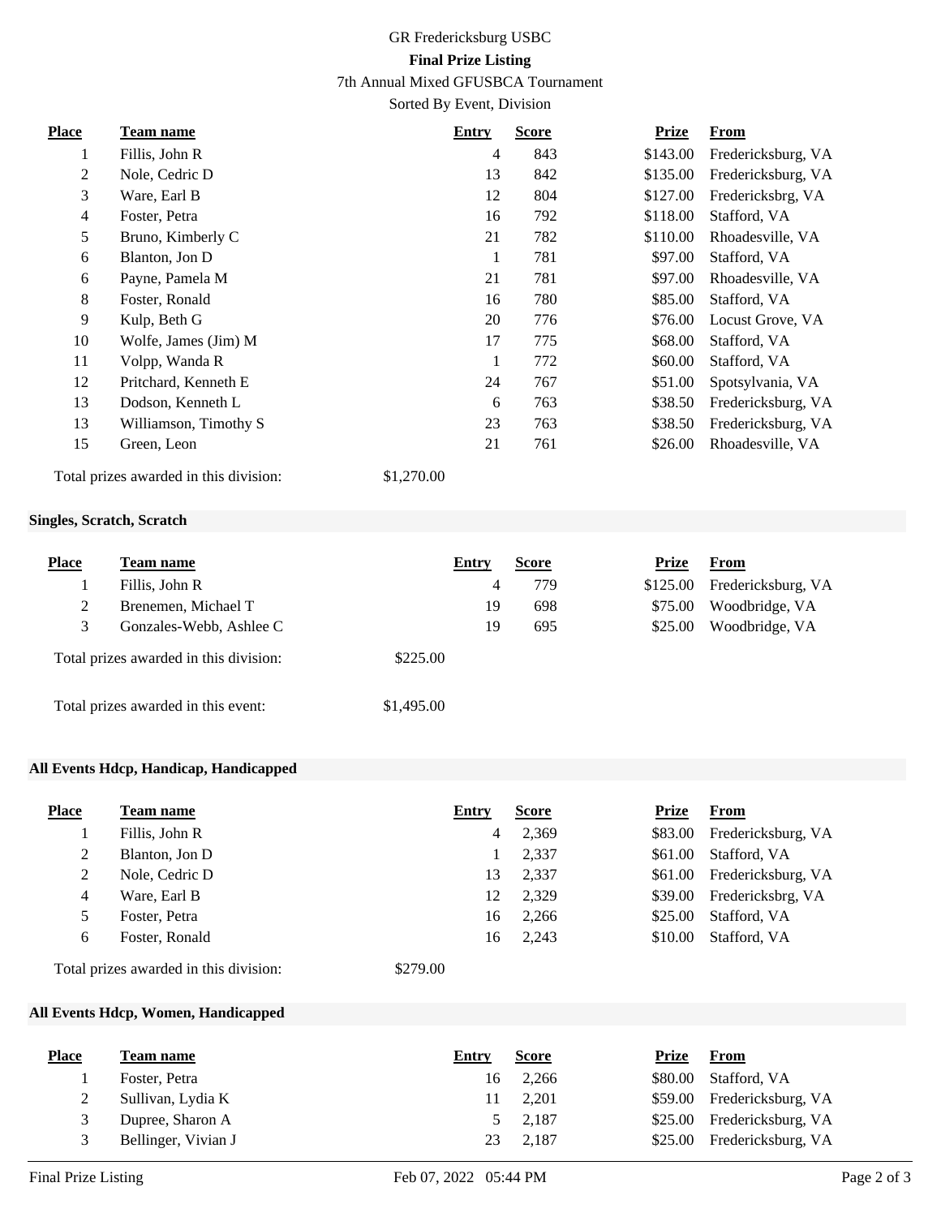GR Fredericksburg USBC

**Final Prize Listing**

7th Annual Mixed GFUSBCA Tournament

Sorted By Event, Division

| Place | Team name | Entry | Score | Prize | From |
|---|---|---|---|---|---|
| 1 | Fillis, John R | 4 | 843 | $143.00 | Fredericksburg, VA |
| 2 | Nole, Cedric D | 13 | 842 | $135.00 | Fredericksburg, VA |
| 3 | Ware, Earl B | 12 | 804 | $127.00 | Fredericksbrg, VA |
| 4 | Foster, Petra | 16 | 792 | $118.00 | Stafford, VA |
| 5 | Bruno, Kimberly C | 21 | 782 | $110.00 | Rhoadesville, VA |
| 6 | Blanton, Jon D | 1 | 781 | $97.00 | Stafford, VA |
| 6 | Payne, Pamela M | 21 | 781 | $97.00 | Rhoadesville, VA |
| 8 | Foster, Ronald | 16 | 780 | $85.00 | Stafford, VA |
| 9 | Kulp, Beth G | 20 | 776 | $76.00 | Locust Grove, VA |
| 10 | Wolfe, James (Jim) M | 17 | 775 | $68.00 | Stafford, VA |
| 11 | Volpp, Wanda R | 1 | 772 | $60.00 | Stafford, VA |
| 12 | Pritchard, Kenneth E | 24 | 767 | $51.00 | Spotsylvania, VA |
| 13 | Dodson, Kenneth L | 6 | 763 | $38.50 | Fredericksburg, VA |
| 13 | Williamson, Timothy S | 23 | 763 | $38.50 | Fredericksburg, VA |
| 15 | Green, Leon | 21 | 761 | $26.00 | Rhoadesville, VA |

Total prizes awarded in this division: $1,270.00

**Singles, Scratch, Scratch**

| Place | Team name | Entry | Score | Prize | From |
|---|---|---|---|---|---|
| 1 | Fillis, John R | 4 | 779 | $125.00 | Fredericksburg, VA |
| 2 | Brenemen, Michael T | 19 | 698 | $75.00 | Woodbridge, VA |
| 3 | Gonzales-Webb, Ashlee C | 19 | 695 | $25.00 | Woodbridge, VA |

Total prizes awarded in this division: $225.00

Total prizes awarded in this event: $1,495.00

**All Events Hdcp, Handicap, Handicapped**

| Place | Team name | Entry | Score | Prize | From |
|---|---|---|---|---|---|
| 1 | Fillis, John R | 4 | 2,369 | $83.00 | Fredericksburg, VA |
| 2 | Blanton, Jon D | 1 | 2,337 | $61.00 | Stafford, VA |
| 2 | Nole, Cedric D | 13 | 2,337 | $61.00 | Fredericksburg, VA |
| 4 | Ware, Earl B | 12 | 2,329 | $39.00 | Fredericksbrg, VA |
| 5 | Foster, Petra | 16 | 2,266 | $25.00 | Stafford, VA |
| 6 | Foster, Ronald | 16 | 2,243 | $10.00 | Stafford, VA |

Total prizes awarded in this division: $279.00

**All Events Hdcp, Women, Handicapped**

| Place | Team name | Entry | Score | Prize | From |
|---|---|---|---|---|---|
| 1 | Foster, Petra | 16 | 2,266 | $80.00 | Stafford, VA |
| 2 | Sullivan, Lydia K | 11 | 2,201 | $59.00 | Fredericksburg, VA |
| 3 | Dupree, Sharon A | 5 | 2,187 | $25.00 | Fredericksburg, VA |
| 3 | Bellinger, Vivian J | 23 | 2,187 | $25.00 | Fredericksburg, VA |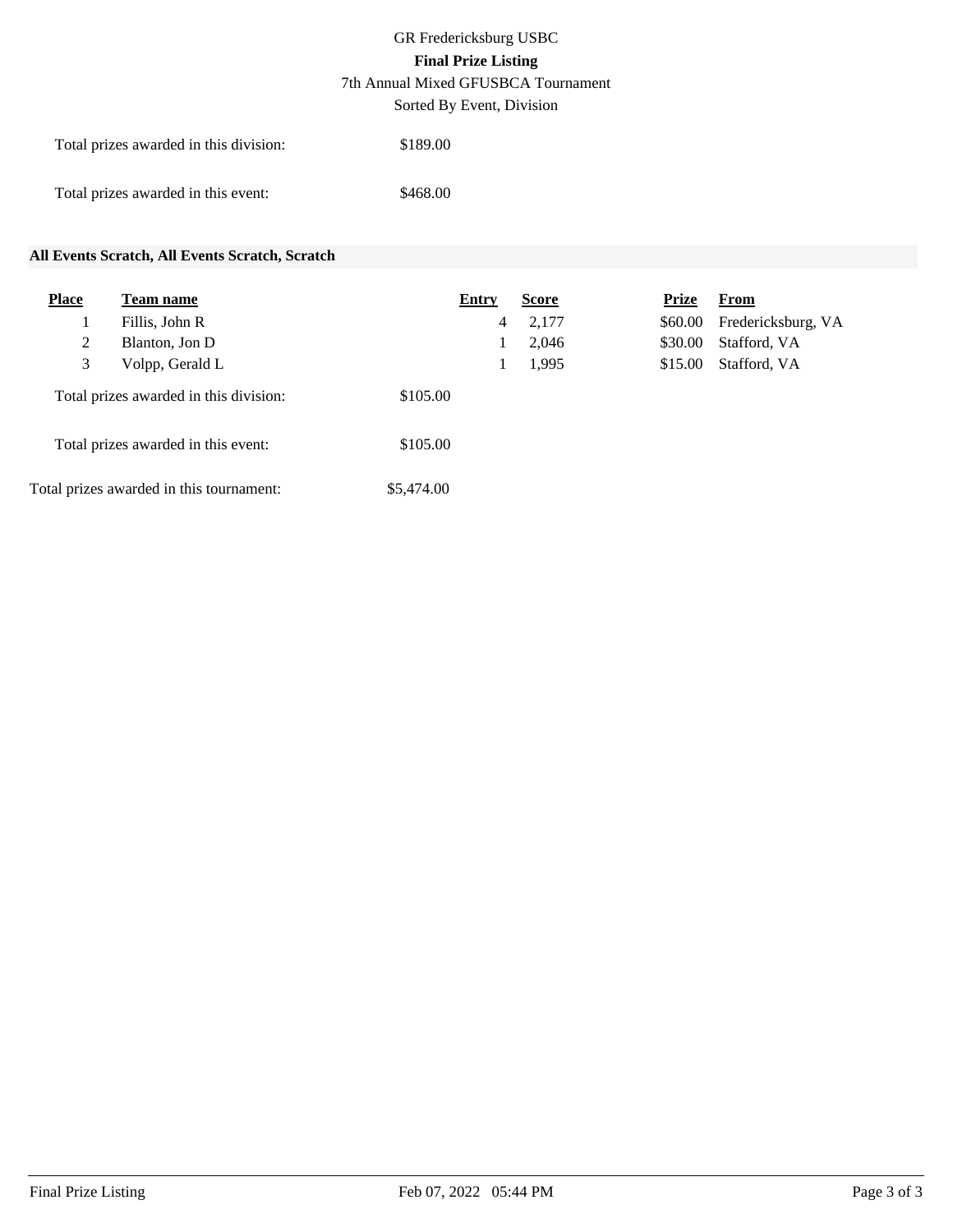GR Fredericksburg USBC

**Final Prize Listing**

7th Annual Mixed GFUSBCA Tournament

Sorted By Event, Division

Total prizes awarded in this division: $189.00

Total prizes awarded in this event: $468.00

**All Events Scratch, All Events Scratch, Scratch**

| Place | Team name | Entry | Score | Prize | From |
|---|---|---|---|---|---|
| 1 | Fillis, John R | 4 | 2,177 | $60.00 | Fredericksburg, VA |
| 2 | Blanton, Jon D | 1 | 2,046 | $30.00 | Stafford, VA |
| 3 | Volpp, Gerald L | 1 | 1,995 | $15.00 | Stafford, VA |

Total prizes awarded in this division: $105.00

Total prizes awarded in this event: $105.00

Total prizes awarded in this tournament: $5,474.00